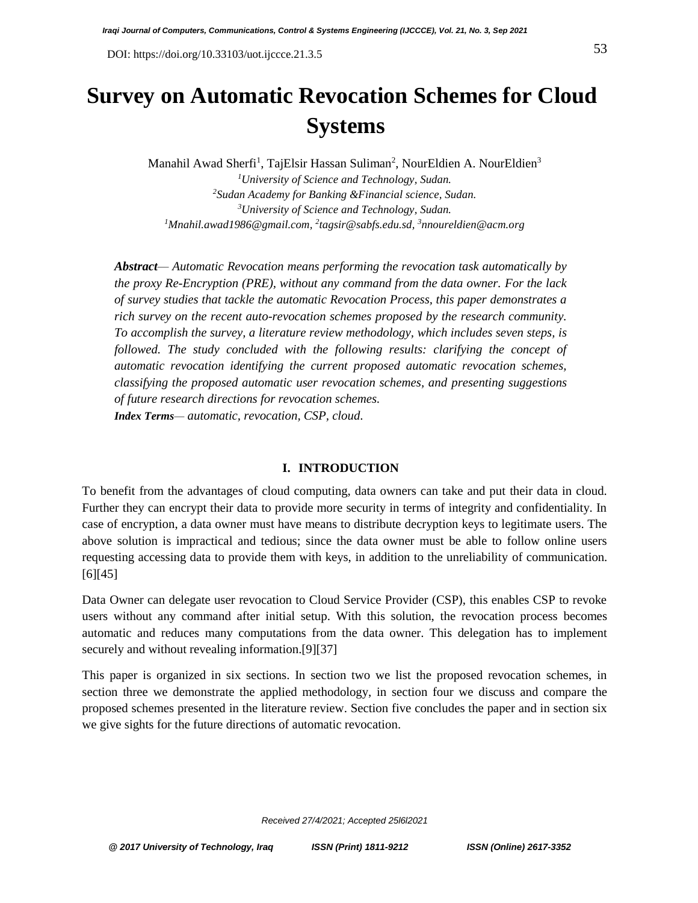# Survey on Automatic Revocation Schemes for Cloud Systems

Manahil Awad Sherfi[1], TajElsir Hassan Suliman[2], NourEldien A. NourEldien[3]

[1]*University of Science and Technology, Sudan.*
[2]*Sudan Academy for Banking &Financial science, Sudan.*
[3]*University of Science and Technology, Sudan.*
[1]*Mnahil.awad1986@gmail.com*, [2]*tagsir@sabfs.edu.sd*, [3]*nnoureldien@acm.org*

***Abstract****— Automatic Revocation means performing the revocation task automatically by the proxy Re-Encryption (PRE), without any command from the data owner. For the lack of survey studies that tackle the automatic Revocation Process, this paper demonstrates a rich survey on the recent auto-revocation schemes proposed by the research community. To accomplish the survey, a literature review methodology, which includes seven steps, is followed. The study concluded with the following results: clarifying the concept of automatic revocation identifying the current proposed automatic revocation schemes, classifying the proposed automatic user revocation schemes, and presenting suggestions of future research directions for revocation schemes.*

***Index Terms****— automatic, revocation, CSP, cloud.*

## I. INTRODUCTION

To benefit from the advantages of cloud computing, data owners can take and put their data in cloud. Further they can encrypt their data to provide more security in terms of integrity and confidentiality. In case of encryption, a data owner must have means to distribute decryption keys to legitimate users. The above solution is impractical and tedious; since the data owner must be able to follow online users requesting accessing data to provide them with keys, in addition to the unreliability of communication. [6][45]

Data Owner can delegate user revocation to Cloud Service Provider (CSP), this enables CSP to revoke users without any command after initial setup. With this solution, the revocation process becomes automatic and reduces many computations from the data owner. This delegation has to implement securely and without revealing information.[9][37]

This paper is organized in six sections. In section two we list the proposed revocation schemes, in section three we demonstrate the applied methodology, in section four we discuss and compare the proposed schemes presented in the literature review. Section five concludes the paper and in section six we give sights for the future directions of automatic revocation.

*Received 27/4/2021; Accepted 25l6l2021*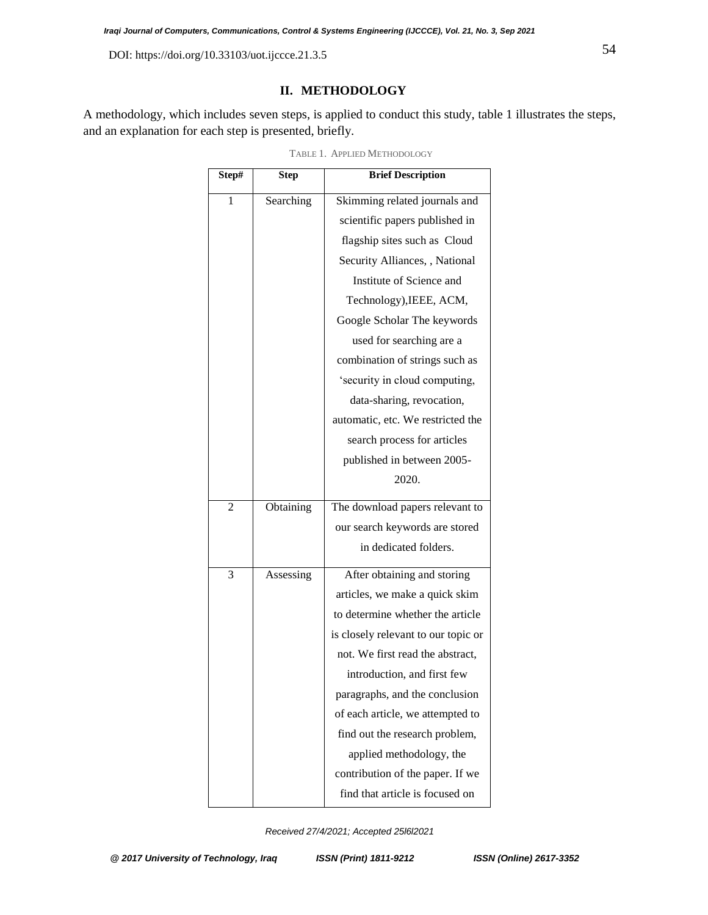## II. METHODOLOGY

A methodology, which includes seven steps, is applied to conduct this study, table 1 illustrates the steps, and an explanation for each step is presented, briefly.

TABLE 1. APPLIED METHODOLOGY

| Step# | Step | Brief Description |
|---|---|---|
| 1 | Searching | Skimming related journals and scientific papers published in flagship sites such as Cloud Security Alliances, , National Institute of Science and Technology),IEEE, ACM, Google Scholar The keywords used for searching are a combination of strings such as 'security in cloud computing, data-sharing, revocation, automatic, etc. We restricted the search process for articles published in between 2005-2020. |
| 2 | Obtaining | The download papers relevant to our search keywords are stored in dedicated folders. |
| 3 | Assessing | After obtaining and storing articles, we make a quick skim to determine whether the article is closely relevant to our topic or not. We first read the abstract, introduction, and first few paragraphs, and the conclusion of each article, we attempted to find out the research problem, applied methodology, the contribution of the paper. If we find that article is focused on |

Received 27/4/2021; Accepted 25l6l2021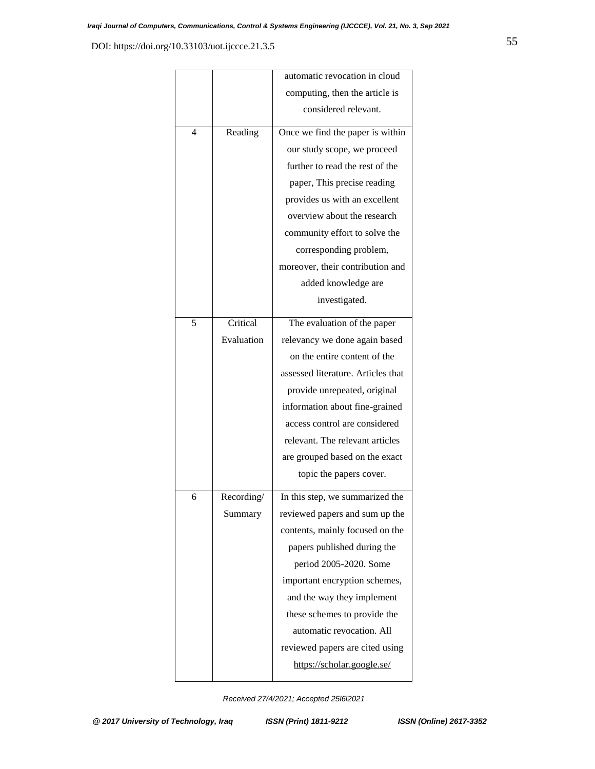| | | automatic revocation in cloud computing, then the article is considered relevant. |
|---|---|---|
| 4 | Reading | Once we find the paper is within our study scope, we proceed further to read the rest of the paper, This precise reading provides us with an excellent overview about the research community effort to solve the corresponding problem, moreover, their contribution and added knowledge are investigated. |
| 5 | Critical Evaluation | The evaluation of the paper relevancy we done again based on the entire content of the assessed literature. Articles that provide unrepeated, original information about fine-grained access control are considered relevant. The relevant articles are grouped based on the exact topic the papers cover. |
| 6 | Recording/ Summary | In this step, we summarized the reviewed papers and sum up the contents, mainly focused on the papers published during the period 2005-2020. Some important encryption schemes, and the way they implement these schemes to provide the automatic revocation. All reviewed papers are cited using https://scholar.google.se/ |

*Received 27/4/2021; Accepted 25l6l2021*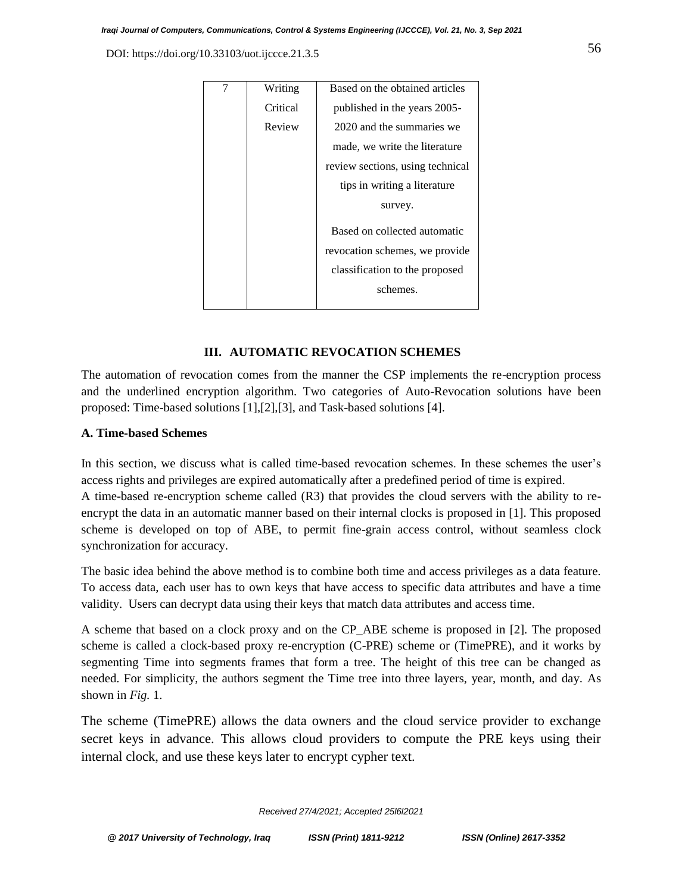| 7 | Writing Critical Review | Based on the obtained articles published in the years 2005-2020 and the summaries we made, we write the literature review sections, using technical tips in writing a literature survey.<br><br>Based on collected automatic revocation schemes, we provide classification to the proposed schemes. |
|---|---|---|

## III. AUTOMATIC REVOCATION SCHEMES

The automation of revocation comes from the manner the CSP implements the re-encryption process and the underlined encryption algorithm. Two categories of Auto-Revocation solutions have been proposed: Time-based solutions [1],[2],[3], and Task-based solutions [4].

### A. Time-based Schemes

In this section, we discuss what is called time-based revocation schemes. In these schemes the user's access rights and privileges are expired automatically after a predefined period of time is expired.

A time-based re-encryption scheme called (R3) that provides the cloud servers with the ability to re-encrypt the data in an automatic manner based on their internal clocks is proposed in [1]. This proposed scheme is developed on top of ABE, to permit fine-grain access control, without seamless clock synchronization for accuracy.

The basic idea behind the above method is to combine both time and access privileges as a data feature. To access data, each user has to own keys that have access to specific data attributes and have a time validity. Users can decrypt data using their keys that match data attributes and access time.

A scheme that based on a clock proxy and on the CP_ABE scheme is proposed in [2]. The proposed scheme is called a clock-based proxy re-encryption (C-PRE) scheme or (TimePRE), and it works by segmenting Time into segments frames that form a tree. The height of this tree can be changed as needed. For simplicity, the authors segment the Time tree into three layers, year, month, and day. As shown in *Fig.* 1.

The scheme (TimePRE) allows the data owners and the cloud service provider to exchange secret keys in advance. This allows cloud providers to compute the PRE keys using their internal clock, and use these keys later to encrypt cypher text.

Received 27/4/2021; Accepted 25l6l2021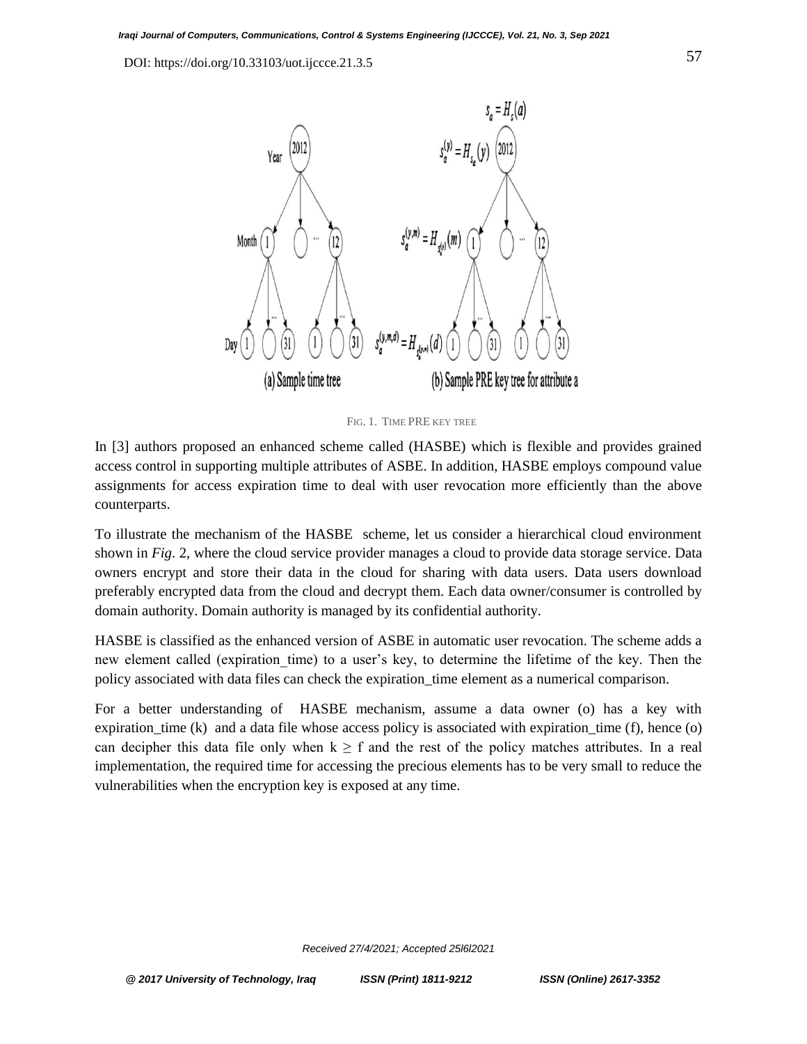FIG. 1. TIME PRE KEY TREE

In [3] authors proposed an enhanced scheme called (HASBE) which is flexible and provides grained access control in supporting multiple attributes of ASBE. In addition, HASBE employs compound value assignments for access expiration time to deal with user revocation more efficiently than the above counterparts.

To illustrate the mechanism of the HASBE scheme, let us consider a hierarchical cloud environment shown in *Fig*. 2, where the cloud service provider manages a cloud to provide data storage service. Data owners encrypt and store their data in the cloud for sharing with data users. Data users download preferably encrypted data from the cloud and decrypt them. Each data owner/consumer is controlled by domain authority. Domain authority is managed by its confidential authority.

HASBE is classified as the enhanced version of ASBE in automatic user revocation. The scheme adds a new element called (expiration_time) to a user's key, to determine the lifetime of the key. Then the policy associated with data files can check the expiration_time element as a numerical comparison.

For a better understanding of HASBE mechanism, assume a data owner (o) has a key with expiration_time (k) and a data file whose access policy is associated with expiration_time (f), hence (o) can decipher this data file only when $k \geq f$ and the rest of the policy matches attributes. In a real implementation, the required time for accessing the precious elements has to be very small to reduce the vulnerabilities when the encryption key is exposed at any time.

*Received 27/4/2021; Accepted 25l6l2021*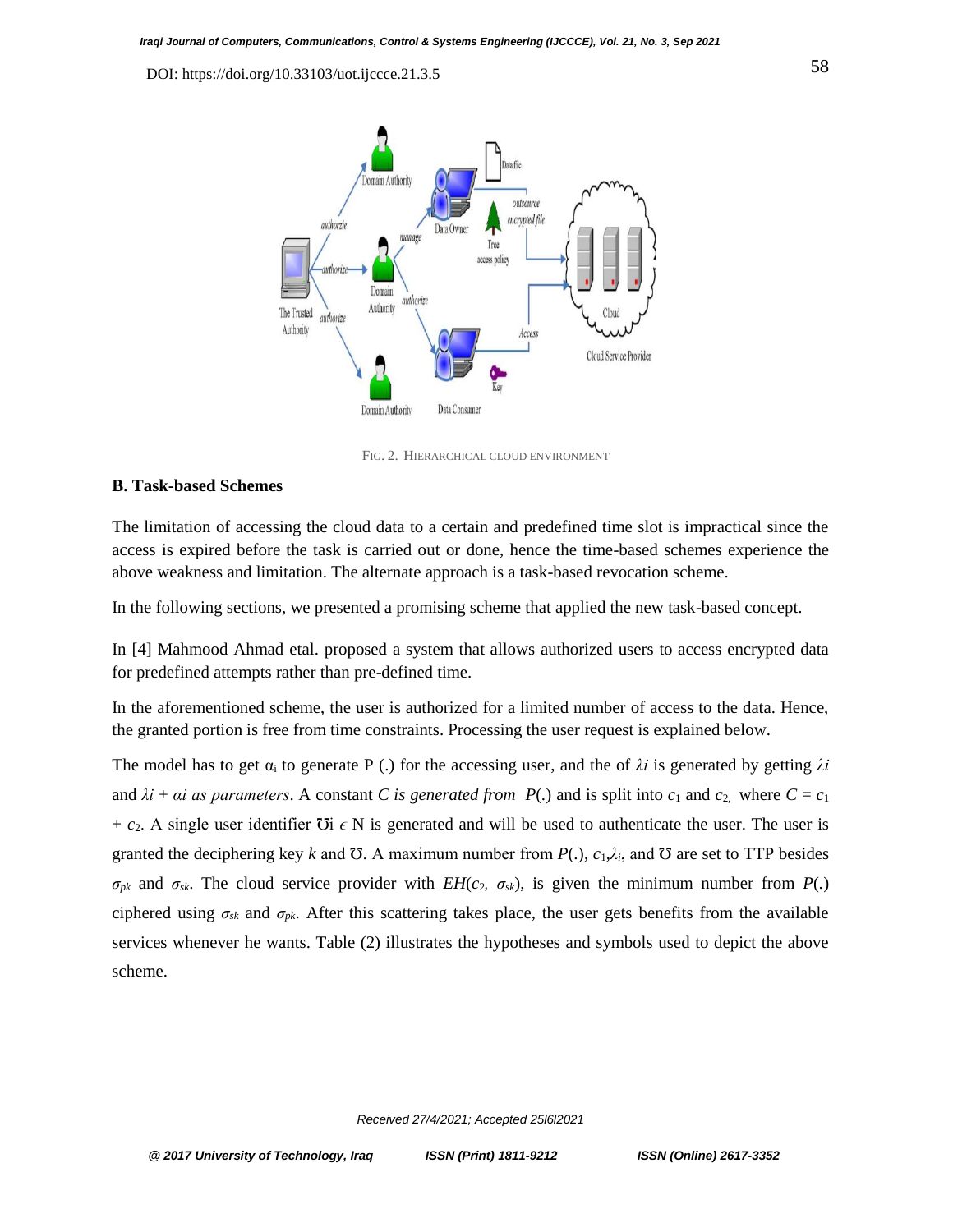FIG. 2. HIERARCHICAL CLOUD ENVIRONMENT

**B. Task-based Schemes**

The limitation of accessing the cloud data to a certain and predefined time slot is impractical since the access is expired before the task is carried out or done, hence the time-based schemes experience the above weakness and limitation. The alternate approach is a task-based revocation scheme.

In the following sections, we presented a promising scheme that applied the new task-based concept.

In [4] Mahmood Ahmad etal. proposed a system that allows authorized users to access encrypted data for predefined attempts rather than pre-defined time.

In the aforementioned scheme, the user is authorized for a limited number of access to the data. Hence, the granted portion is free from time constraints. Processing the user request is explained below.

The model has to get $\alpha_i$ to generate P (.) for the accessing user, and the of $\lambda i$ is generated by getting $\lambda i$ and $\lambda i + \alpha i$ *as parameters*. A constant *C is generated from* $P(.)$ and is split into $c_1$ and $c_2$, where $C = c_1 + c_2$. A single user identifier Ʊi $\epsilon$ N is generated and will be used to authenticate the user. The user is granted the deciphering key $k$ and Ʊ. A maximum number from $P(.)$, $c_1$,$\lambda_i$, and Ʊ are set to TTP besides $\sigma_{pk}$ and $\sigma_{sk}$. The cloud service provider with $EH(c_2, \sigma_{sk})$, is given the minimum number from $P(.)$ ciphered using $\sigma_{sk}$ and $\sigma_{pk}$. After this scattering takes place, the user gets benefits from the available services whenever he wants. Table (2) illustrates the hypotheses and symbols used to depict the above scheme.

Received 27/4/2021; Accepted 25l6l2021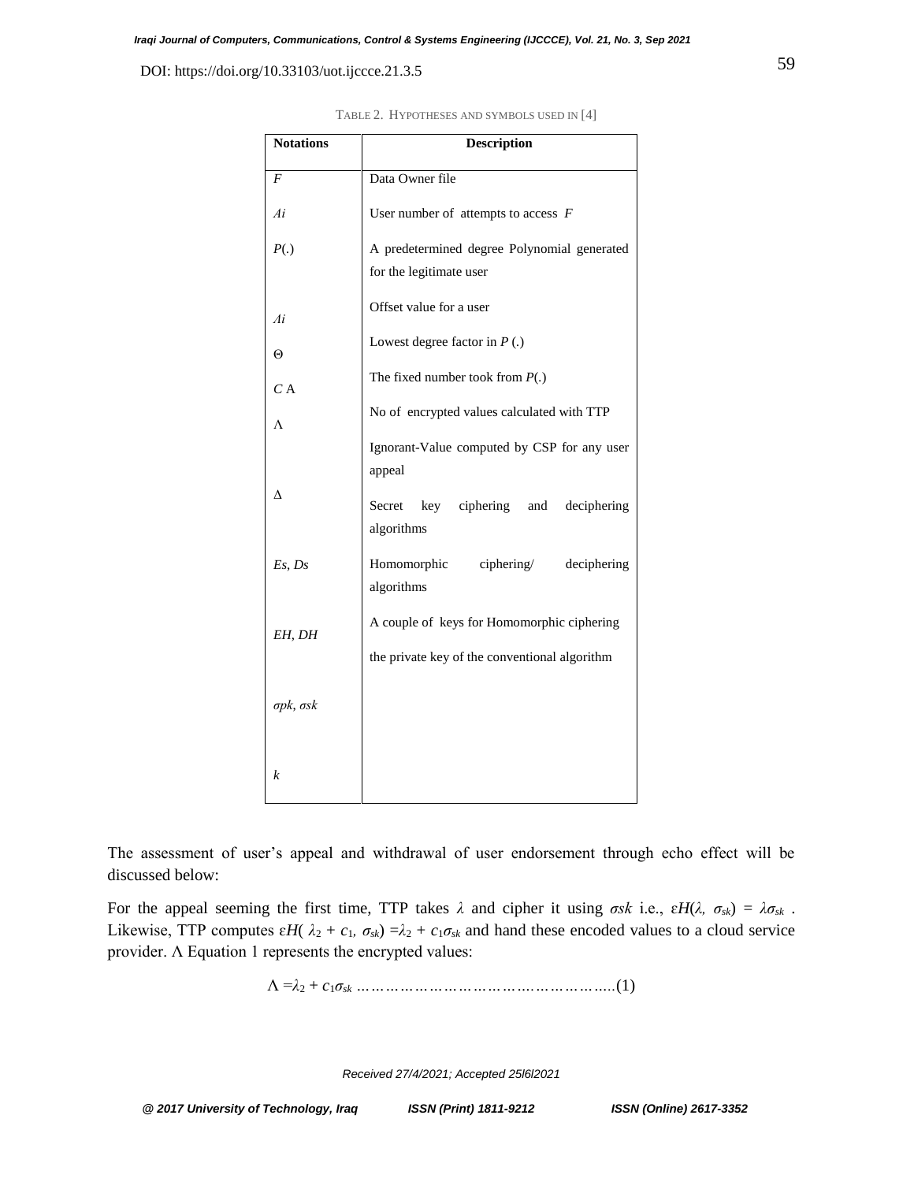TABLE 2. HYPOTHESES AND SYMBOLS USED IN [4]

| Notations | Description |
|---|---|
| $F$ | Data Owner file |
| $Ai$ | User number of attempts to access $F$ |
| $P(.)$ | A predetermined degree Polynomial generated for the legitimate user |
| $Ai$ | Offset value for a user |
| Θ | Lowest degree factor in $P$ (.) |
| $C$ A | The fixed number took from $P(.)$ |
| Λ | No of encrypted values calculated with TTP |
| | Ignorant-Value computed by CSP for any user appeal |
| Δ | Secret key ciphering and deciphering algorithms |
| $Es$, $Ds$ | Homomorphic ciphering/ deciphering algorithms |
| $EH$, $DH$ | A couple of keys for Homomorphic ciphering |
| | the private key of the conventional algorithm |
| $\sigma pk$, $\sigma sk$ | |
| $k$ | |

The assessment of user's appeal and withdrawal of user endorsement through echo effect will be discussed below:

For the appeal seeming the first time, TTP takes $\lambda$ and cipher it using $\sigma sk$ i.e., $\varepsilon H(\lambda, \sigma_{sk}) = \lambda\sigma_{sk}$ . Likewise, TTP computes $\varepsilon H(\lambda_2 + c_1, \sigma_{sk}) = \lambda_2 + c_1\sigma_{sk}$ and hand these encoded values to a cloud service provider. Λ Equation 1 represents the encrypted values:

$$\Lambda = \lambda_2 + c_1\sigma_{sk} \quad \text{……………………………………………..(1)}$$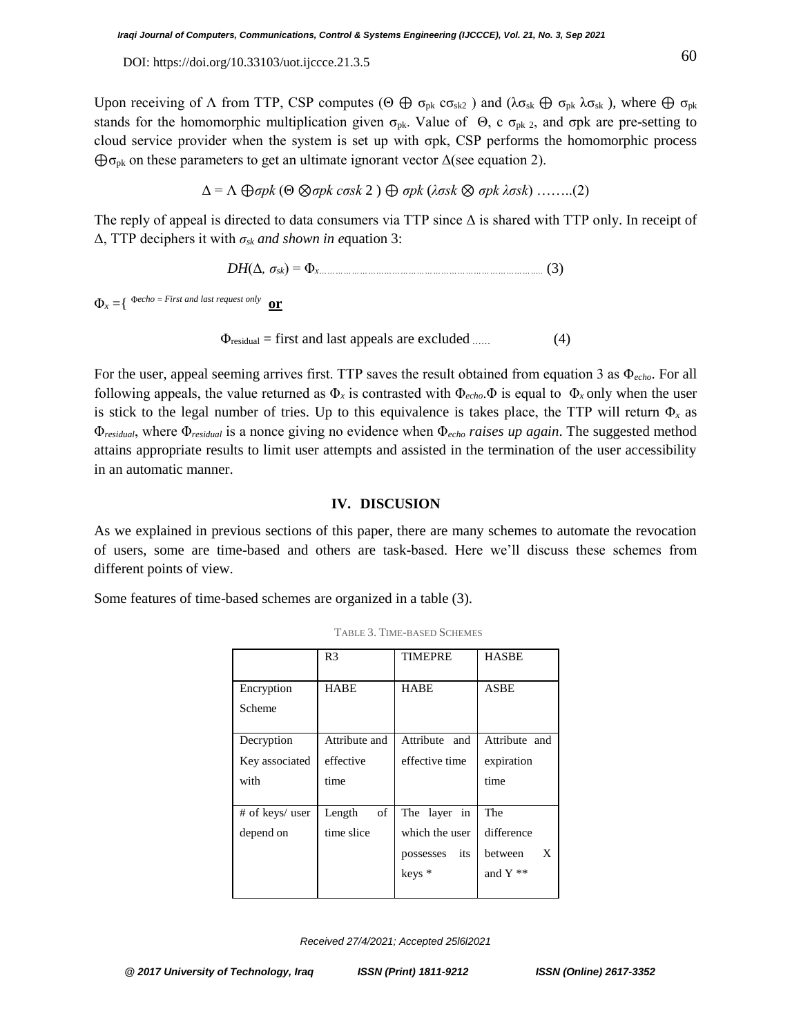Upon receiving of $\Lambda$ from TTP, CSP computes ($\Theta \oplus \sigma_{pk}\, c\sigma_{sk2}$ ) and ($\lambda\sigma_{sk} \oplus \sigma_{pk}\, \lambda\sigma_{sk}$ ), where $\oplus\, \sigma_{pk}$ stands for the homomorphic multiplication given $\sigma_{pk}$. Value of $\Theta$, c $\sigma_{pk\ 2}$, and σpk are pre-setting to cloud service provider when the system is set up with σpk, CSP performs the homomorphic process $\oplus\sigma_{pk}$ on these parameters to get an ultimate ignorant vector $\Delta$(see equation 2).

$$\Delta = \Lambda \oplus\sigma pk\, (\Theta \otimes\sigma pk\ c\sigma sk\ 2\ ) \oplus \sigma pk\ (\lambda\sigma sk \otimes \sigma pk\ \lambda\sigma sk) \quad \text{……..(2)}$$

The reply of appeal is directed to data consumers via TTP since $\Delta$ is shared with TTP only. In receipt of $\Delta$, TTP deciphers it with $\sigma_{sk}$ *and shown in e*quation 3:

$$DH(\Delta,\ \sigma_{sk}) = \Phi_x \quad (3)$$

$\Phi_x = \{$ $\Phi_{echo}$ = *First and last request only* **or**

$$\Phi_{residual} = \text{first and last appeals are excluded} \quad (4)$$

For the user, appeal seeming arrives first. TTP saves the result obtained from equation 3 as $\Phi_{echo}$. For all following appeals, the value returned as $\Phi_x$ is contrasted with $\Phi_{echo}$.$\Phi$ is equal to $\Phi_x$ only when the user is stick to the legal number of tries. Up to this equivalence is takes place, the TTP will return $\Phi_x$ as $\Phi_{residual}$, where $\Phi_{residual}$ is a nonce giving no evidence when $\Phi_{echo}$ *raises up again*. The suggested method attains appropriate results to limit user attempts and assisted in the termination of the user accessibility in an automatic manner.

## IV. DISCUSION

As we explained in previous sections of this paper, there are many schemes to automate the revocation of users, some are time-based and others are task-based. Here we'll discuss these schemes from different points of view.

Some features of time-based schemes are organized in a table (3).

TABLE 3. TIME-BASED SCHEMES

| | R3 | TIMEPRE | HASBE |
|---|---|---|---|
| Encryption Scheme | HABE | HABE | ASBE |
| Decryption Key associated with | Attribute and effective time | Attribute and effective time | Attribute and expiration time |
| # of keys/ user depend on | Length of time slice | The layer in which the user possesses its keys * | The difference between X and Y ** |

Received 27/4/2021; Accepted 25l6l2021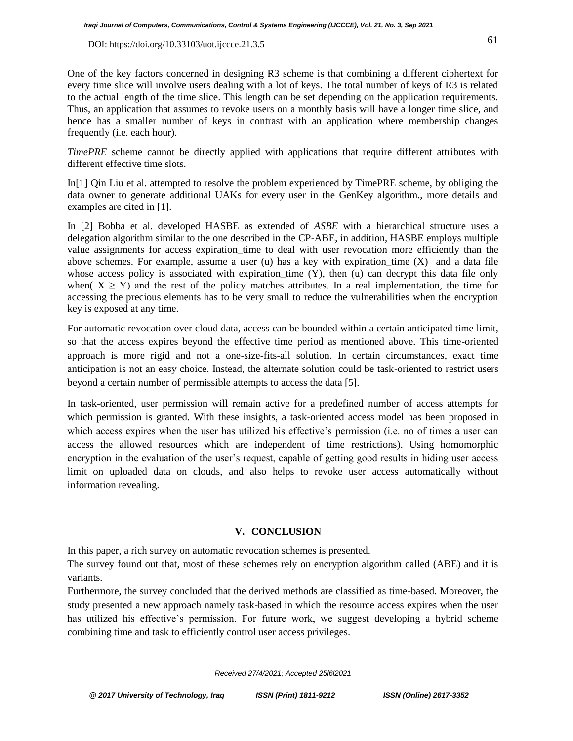One of the key factors concerned in designing R3 scheme is that combining a different ciphertext for every time slice will involve users dealing with a lot of keys. The total number of keys of R3 is related to the actual length of the time slice. This length can be set depending on the application requirements. Thus, an application that assumes to revoke users on a monthly basis will have a longer time slice, and hence has a smaller number of keys in contrast with an application where membership changes frequently (i.e. each hour).

*TimePRE* scheme cannot be directly applied with applications that require different attributes with different effective time slots.

In[1] Qin Liu et al. attempted to resolve the problem experienced by TimePRE scheme, by obliging the data owner to generate additional UAKs for every user in the GenKey algorithm., more details and examples are cited in [1].

In [2] Bobba et al. developed HASBE as extended of *ASBE* with a hierarchical structure uses a delegation algorithm similar to the one described in the CP-ABE, in addition, HASBE employs multiple value assignments for access expiration_time to deal with user revocation more efficiently than the above schemes. For example, assume a user (u) has a key with expiration_time (X) and a data file whose access policy is associated with expiration_time (Y), then (u) can decrypt this data file only when( $X \geq Y$) and the rest of the policy matches attributes. In a real implementation, the time for accessing the precious elements has to be very small to reduce the vulnerabilities when the encryption key is exposed at any time.

For automatic revocation over cloud data, access can be bounded within a certain anticipated time limit, so that the access expires beyond the effective time period as mentioned above. This time-oriented approach is more rigid and not a one-size-fits-all solution. In certain circumstances, exact time anticipation is not an easy choice. Instead, the alternate solution could be task-oriented to restrict users beyond a certain number of permissible attempts to access the data [5].

In task-oriented, user permission will remain active for a predefined number of access attempts for which permission is granted. With these insights, a task-oriented access model has been proposed in which access expires when the user has utilized his effective's permission (i.e. no of times a user can access the allowed resources which are independent of time restrictions). Using homomorphic encryption in the evaluation of the user's request, capable of getting good results in hiding user access limit on uploaded data on clouds, and also helps to revoke user access automatically without information revealing.

## V. CONCLUSION

In this paper, a rich survey on automatic revocation schemes is presented.

The survey found out that, most of these schemes rely on encryption algorithm called (ABE) and it is variants.

Furthermore, the survey concluded that the derived methods are classified as time-based. Moreover, the study presented a new approach namely task-based in which the resource access expires when the user has utilized his effective's permission. For future work, we suggest developing a hybrid scheme combining time and task to efficiently control user access privileges.

*Received 27/4/2021; Accepted 25l6l2021*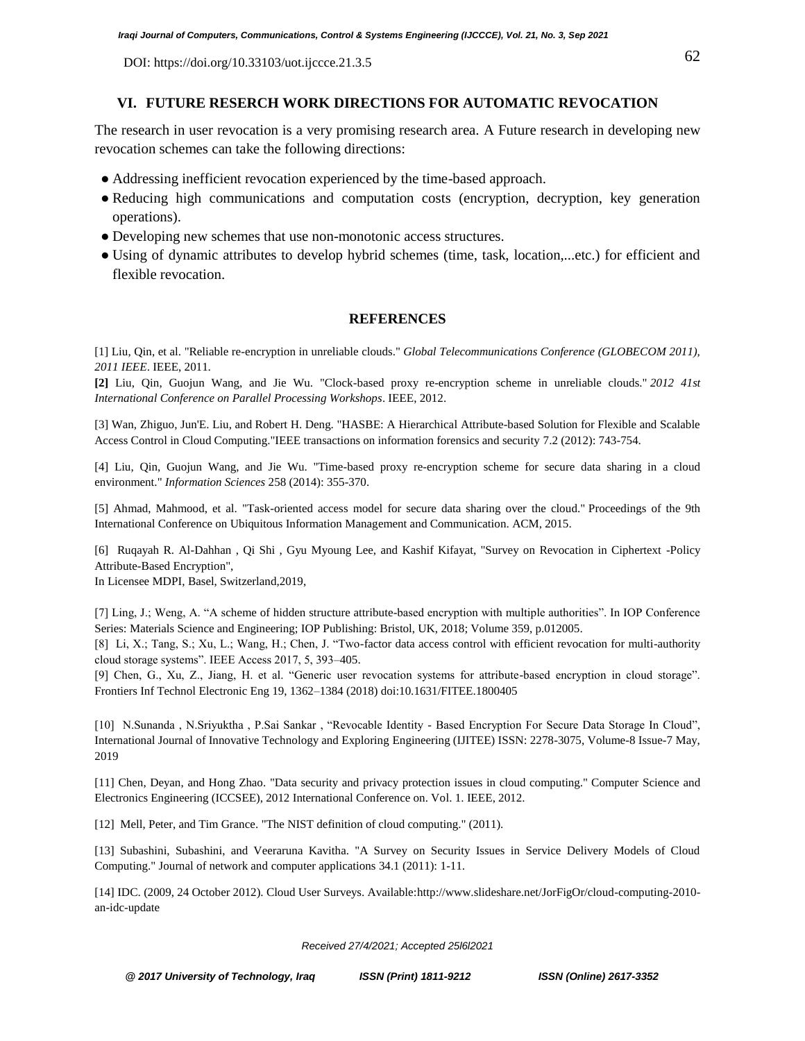## VI. FUTURE RESERCH WORK DIRECTIONS FOR AUTOMATIC REVOCATION

The research in user revocation is a very promising research area. A Future research in developing new revocation schemes can take the following directions:

- Addressing inefficient revocation experienced by the time-based approach.
- Reducing high communications and computation costs (encryption, decryption, key generation operations).
- Developing new schemes that use non-monotonic access structures.
- Using of dynamic attributes to develop hybrid schemes (time, task, location,...etc.) for efficient and flexible revocation.

## REFERENCES

[1] Liu, Qin, et al. "Reliable re-encryption in unreliable clouds." *Global Telecommunications Conference (GLOBECOM 2011), 2011 IEEE*. IEEE, 2011.

**[2]** Liu, Qin, Guojun Wang, and Jie Wu. "Clock-based proxy re-encryption scheme in unreliable clouds." *2012 41st International Conference on Parallel Processing Workshops*. IEEE, 2012.

[3] Wan, Zhiguo, Jun'E. Liu, and Robert H. Deng. "HASBE: A Hierarchical Attribute-based Solution for Flexible and Scalable Access Control in Cloud Computing."IEEE transactions on information forensics and security 7.2 (2012): 743-754.

[4] Liu, Qin, Guojun Wang, and Jie Wu. "Time-based proxy re-encryption scheme for secure data sharing in a cloud environment." *Information Sciences* 258 (2014): 355-370.

[5] Ahmad, Mahmood, et al. "Task-oriented access model for secure data sharing over the cloud." Proceedings of the 9th International Conference on Ubiquitous Information Management and Communication. ACM, 2015.

[6] Ruqayah R. Al-Dahhan , Qi Shi , Gyu Myoung Lee, and Kashif Kifayat, "Survey on Revocation in Ciphertext -Policy Attribute-Based Encryption",
In Licensee MDPI, Basel, Switzerland,2019,

[7] Ling, J.; Weng, A. "A scheme of hidden structure attribute-based encryption with multiple authorities". In IOP Conference Series: Materials Science and Engineering; IOP Publishing: Bristol, UK, 2018; Volume 359, p.012005.

[8] Li, X.; Tang, S.; Xu, L.; Wang, H.; Chen, J. "Two-factor data access control with efficient revocation for multi-authority cloud storage systems". IEEE Access 2017, 5, 393–405.

[9] Chen, G., Xu, Z., Jiang, H. et al. "Generic user revocation systems for attribute-based encryption in cloud storage". Frontiers Inf Technol Electronic Eng 19, 1362–1384 (2018) doi:10.1631/FITEE.1800405

[10] N.Sunanda , N.Sriyuktha , P.Sai Sankar , "Revocable Identity - Based Encryption For Secure Data Storage In Cloud", International Journal of Innovative Technology and Exploring Engineering (IJITEE) ISSN: 2278-3075, Volume-8 Issue-7 May, 2019

[11] Chen, Deyan, and Hong Zhao. "Data security and privacy protection issues in cloud computing." Computer Science and Electronics Engineering (ICCSEE), 2012 International Conference on. Vol. 1. IEEE, 2012.

[12] Mell, Peter, and Tim Grance. "The NIST definition of cloud computing." (2011).

[13] Subashini, Subashini, and Veeraruna Kavitha. "A Survey on Security Issues in Service Delivery Models of Cloud Computing." Journal of network and computer applications 34.1 (2011): 1-11.

[14] IDC. (2009, 24 October 2012). Cloud User Surveys. Available:http://www.slideshare.net/JorFigOr/cloud-computing-2010-an-idc-update

*Received 27/4/2021; Accepted 25l6l2021*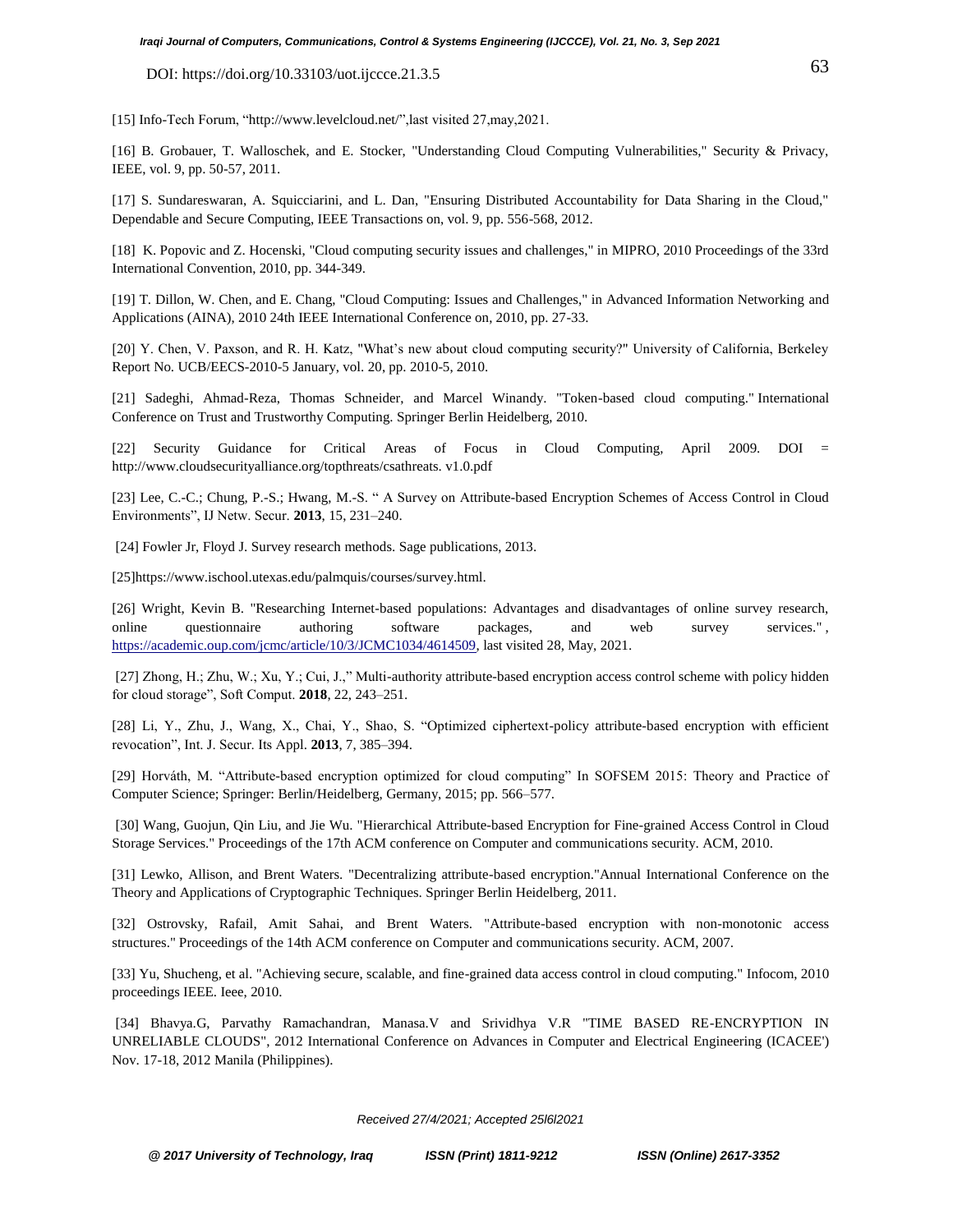[15] Info-Tech Forum, “http://www.levelcloud.net/”,last visited 27,may,2021.

[16] B. Grobauer, T. Walloschek, and E. Stocker, "Understanding Cloud Computing Vulnerabilities," Security & Privacy, IEEE, vol. 9, pp. 50-57, 2011.

[17] S. Sundareswaran, A. Squicciarini, and L. Dan, "Ensuring Distributed Accountability for Data Sharing in the Cloud," Dependable and Secure Computing, IEEE Transactions on, vol. 9, pp. 556-568, 2012.

[18] K. Popovic and Z. Hocenski, "Cloud computing security issues and challenges," in MIPRO, 2010 Proceedings of the 33rd International Convention, 2010, pp. 344-349.

[19] T. Dillon, W. Chen, and E. Chang, "Cloud Computing: Issues and Challenges," in Advanced Information Networking and Applications (AINA), 2010 24th IEEE International Conference on, 2010, pp. 27-33.

[20] Y. Chen, V. Paxson, and R. H. Katz, "What's new about cloud computing security?" University of California, Berkeley Report No. UCB/EECS-2010-5 January, vol. 20, pp. 2010-5, 2010.

[21] Sadeghi, Ahmad-Reza, Thomas Schneider, and Marcel Winandy. "Token-based cloud computing." International Conference on Trust and Trustworthy Computing. Springer Berlin Heidelberg, 2010.

[22] Security Guidance for Critical Areas of Focus in Cloud Computing, April 2009. DOI = http://www.cloudsecurityalliance.org/topthreats/csathreats. v1.0.pdf

[23] Lee, C.-C.; Chung, P.-S.; Hwang, M.-S. “ A Survey on Attribute-based Encryption Schemes of Access Control in Cloud Environments”, IJ Netw. Secur. **2013**, 15, 231–240.

[24] Fowler Jr, Floyd J. Survey research methods. Sage publications, 2013.

[25]https://www.ischool.utexas.edu/palmquis/courses/survey.html.

[26] Wright, Kevin B. "Researching Internet-based populations: Advantages and disadvantages of online survey research, online questionnaire authoring software packages, and web survey services." , https://academic.oup.com/jcmc/article/10/3/JCMC1034/4614509, last visited 28, May, 2021.

[27] Zhong, H.; Zhu, W.; Xu, Y.; Cui, J.,” Multi-authority attribute-based encryption access control scheme with policy hidden for cloud storage”, Soft Comput. **2018**, 22, 243–251.

[28] Li, Y., Zhu, J., Wang, X., Chai, Y., Shao, S. “Optimized ciphertext-policy attribute-based encryption with efficient revocation”, Int. J. Secur. Its Appl. **2013**, 7, 385–394.

[29] Horváth, M. “Attribute-based encryption optimized for cloud computing” In SOFSEM 2015: Theory and Practice of Computer Science; Springer: Berlin/Heidelberg, Germany, 2015; pp. 566–577.

[30] Wang, Guojun, Qin Liu, and Jie Wu. "Hierarchical Attribute-based Encryption for Fine-grained Access Control in Cloud Storage Services." Proceedings of the 17th ACM conference on Computer and communications security. ACM, 2010.

[31] Lewko, Allison, and Brent Waters. "Decentralizing attribute-based encryption."Annual International Conference on the Theory and Applications of Cryptographic Techniques. Springer Berlin Heidelberg, 2011.

[32] Ostrovsky, Rafail, Amit Sahai, and Brent Waters. "Attribute-based encryption with non-monotonic access structures." Proceedings of the 14th ACM conference on Computer and communications security. ACM, 2007.

[33] Yu, Shucheng, et al. "Achieving secure, scalable, and fine-grained data access control in cloud computing." Infocom, 2010 proceedings IEEE. Ieee, 2010.

[34] Bhavya.G, Parvathy Ramachandran, Manasa.V and Srividhya V.R "TIME BASED RE-ENCRYPTION IN UNRELIABLE CLOUDS", 2012 International Conference on Advances in Computer and Electrical Engineering (ICACEE') Nov. 17-18, 2012 Manila (Philippines).

*Received 27/4/2021; Accepted 25l6l2021*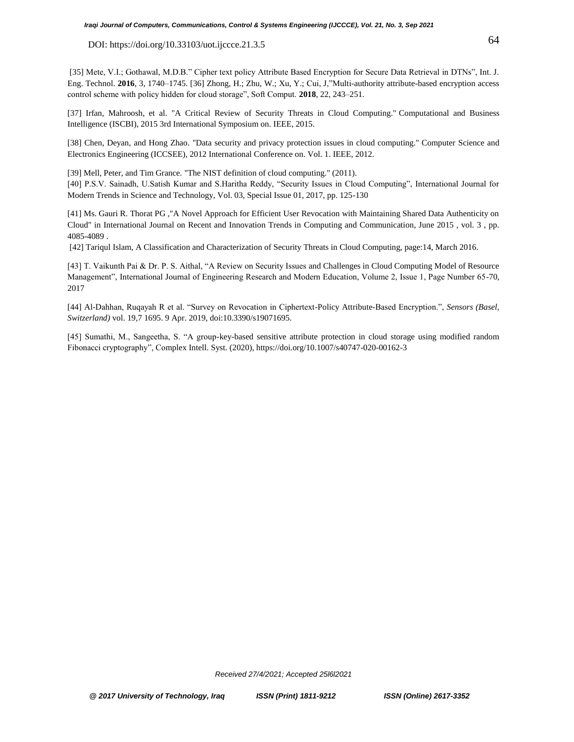[35] Mete, V.I.; Gothawal, M.D.B." Cipher text policy Attribute Based Encryption for Secure Data Retrieval in DTNs", Int. J. Eng. Technol. **2016**, 3, 1740–1745. [36] Zhong, H.; Zhu, W.; Xu, Y.; Cui, J,"Multi-authority attribute-based encryption access control scheme with policy hidden for cloud storage", Soft Comput. **2018**, 22, 243–251.

[37] Irfan, Mahroosh, et al. "A Critical Review of Security Threats in Cloud Computing." Computational and Business Intelligence (ISCBI), 2015 3rd International Symposium on. IEEE, 2015.

[38] Chen, Deyan, and Hong Zhao. "Data security and privacy protection issues in cloud computing." Computer Science and Electronics Engineering (ICCSEE), 2012 International Conference on. Vol. 1. IEEE, 2012.

[39] Mell, Peter, and Tim Grance. "The NIST definition of cloud computing." (2011).

[40] P.S.V. Sainadh, U.Satish Kumar and S.Haritha Reddy, "Security Issues in Cloud Computing", International Journal for Modern Trends in Science and Technology, Vol. 03, Special Issue 01, 2017, pp. 125-130

[41] Ms. Gauri R. Thorat PG ,"A Novel Approach for Efficient User Revocation with Maintaining Shared Data Authenticity on Cloud" in International Journal on Recent and Innovation Trends in Computing and Communication, June 2015 , vol. 3 , pp. 4085-4089 .

[42] Tariqul Islam, A Classification and Characterization of Security Threats in Cloud Computing, page:14, March 2016.

[43] T. Vaikunth Pai & Dr. P. S. Aithal, "A Review on Security Issues and Challenges in Cloud Computing Model of Resource Management", International Journal of Engineering Research and Modern Education, Volume 2, Issue 1, Page Number 65-70, 2017

[44] Al-Dahhan, Ruqayah R et al. "Survey on Revocation in Ciphertext-Policy Attribute-Based Encryption.", *Sensors (Basel, Switzerland)* vol. 19,7 1695. 9 Apr. 2019, doi:10.3390/s19071695.

[45] Sumathi, M., Sangeetha, S. "A group-key-based sensitive attribute protection in cloud storage using modified random Fibonacci cryptography", Complex Intell. Syst. (2020), https://doi.org/10.1007/s40747-020-00162-3

*Received 27/4/2021; Accepted 25l6l2021*